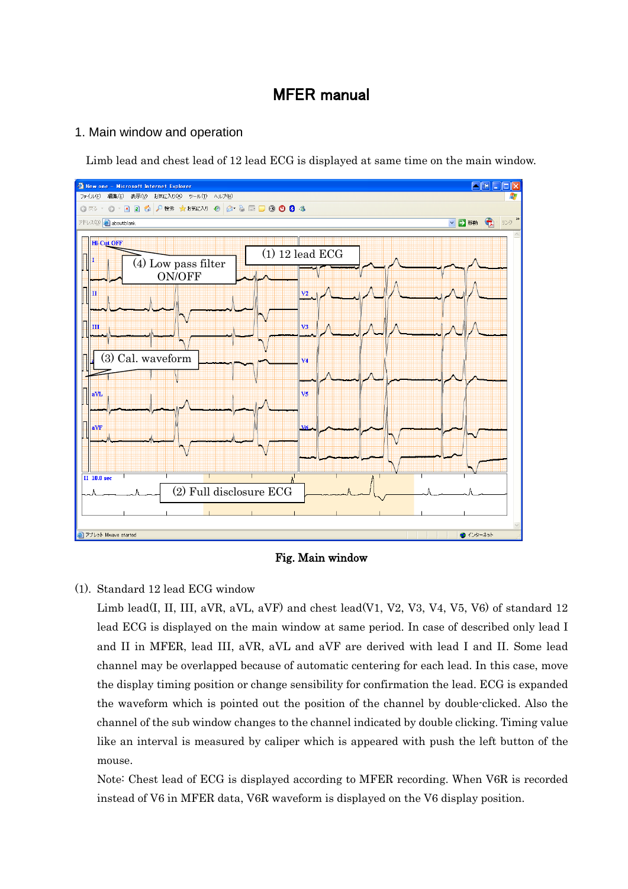# MFER manual

## 1. Main window and operation

Limb lead and chest lead of 12 lead ECG is displayed at same time on the main window.

Fig. Main window

(1). Standard 12 lead ECG window

Limb lead(I, II, III, aVR, aVL, aVF) and chest lead(V1, V2, V3, V4, V5, V6) of standard 12 lead ECG is displayed on the main window at same period. In case of described only lead I and II in MFER, lead III, aVR, aVL and aVF are derived with lead I and II. Some lead channel may be overlapped because of automatic centering for each lead. In this case, move the display timing position or change sensibility for confirmation the lead. ECG is expanded the waveform which is pointed out the position of the channel by double-clicked. Also the channel of the sub window changes to the channel indicated by double clicking. Timing value like an interval is measured by caliper which is appeared with push the left button of the mouse.

Note: Chest lead of ECG is displayed according to MFER recording. When V6R is recorded instead of V6 in MFER data, V6R waveform is displayed on the V6 display position.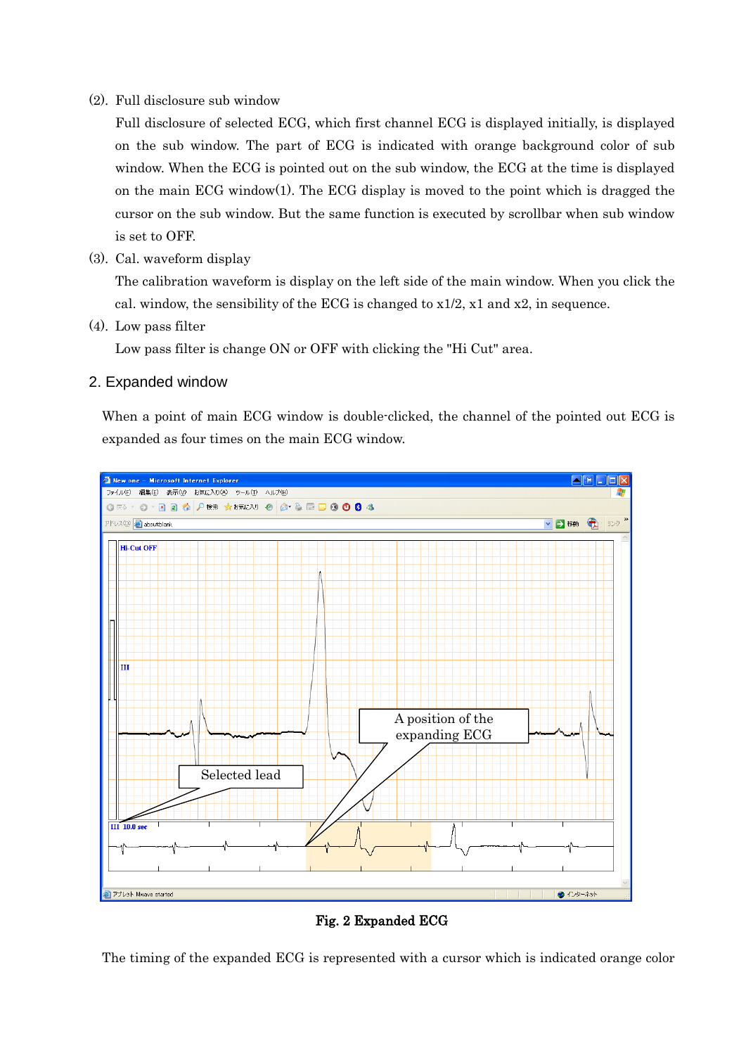(2). Full disclosure sub window

Full disclosure of selected ECG, which first channel ECG is displayed initially, is displayed on the sub window. The part of ECG is indicated with orange background color of sub window. When the ECG is pointed out on the sub window, the ECG at the time is displayed on the main ECG window(1). The ECG display is moved to the point which is dragged the cursor on the sub window. But the same function is executed by scrollbar when sub window is set to OFF.

(3). Cal. waveform display

The calibration waveform is display on the left side of the main window. When you click the cal. window, the sensibility of the ECG is changed to x1/2, x1 and x2, in sequence.

(4). Low pass filter

Low pass filter is change ON or OFF with clicking the "Hi Cut" area.

## 2. Expanded window

When a point of main ECG window is double-clicked, the channel of the pointed out ECG is expanded as four times on the main ECG window.

Hi-Cut OFF

III

A position of the expanding ECG

Selected lead

III 10.0 sec

**Fig. 2 Expanded ECG**

The timing of the expanded ECG is represented with a cursor which is indicated orange color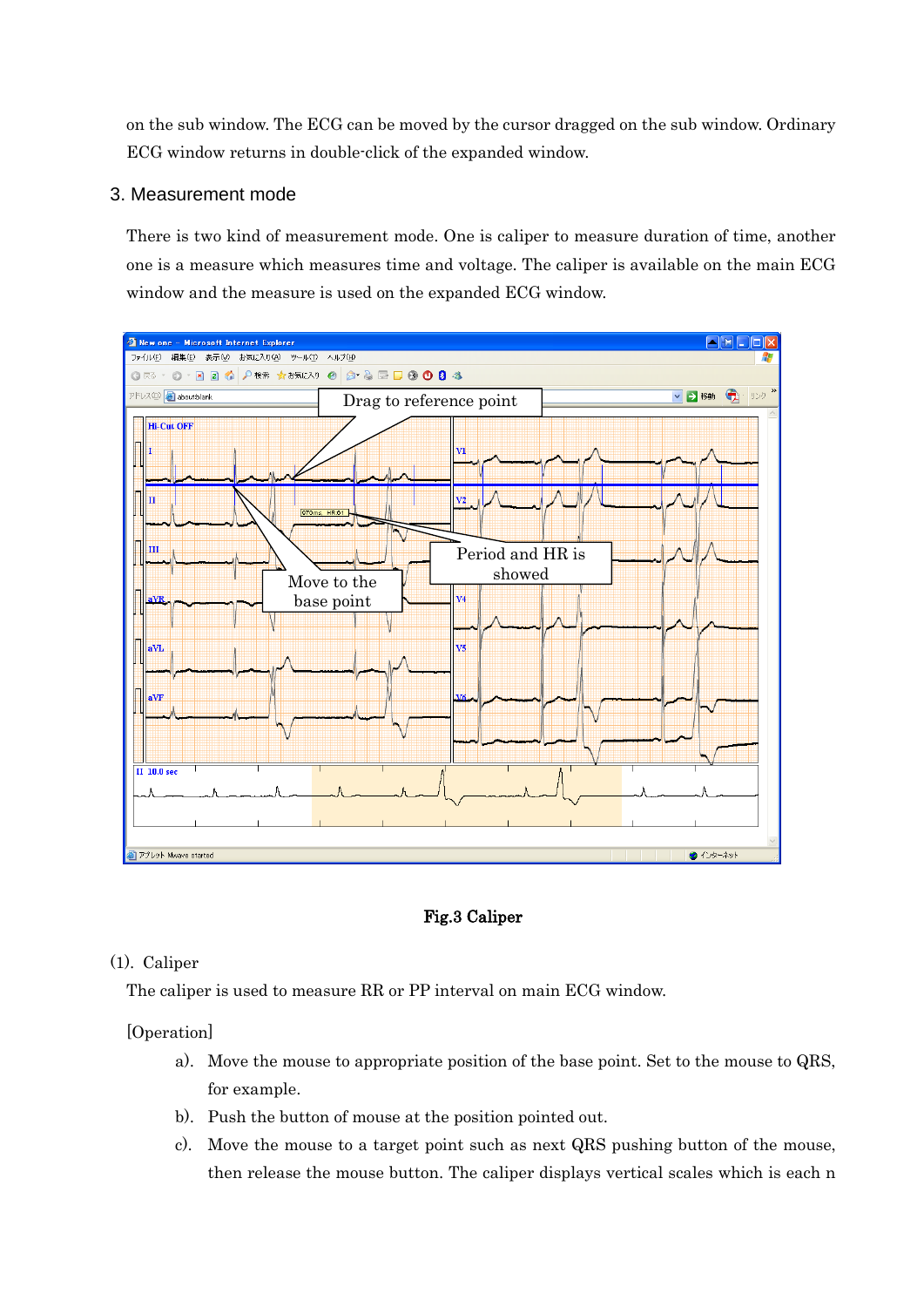on the sub window. The ECG can be moved by the cursor dragged on the sub window. Ordinary ECG window returns in double-click of the expanded window.

## 3. Measurement mode

There is two kind of measurement mode. One is caliper to measure duration of time, another one is a measure which measures time and voltage. The caliper is available on the main ECG window and the measure is used on the expanded ECG window.

Drag to reference point

Period and HR is showed

Move to the base point

**Fig.3 Caliper**

(1). Caliper

The caliper is used to measure RR or PP interval on main ECG window.

[Operation]

a). Move the mouse to appropriate position of the base point. Set to the mouse to QRS, for example.

b). Push the button of mouse at the position pointed out.

c). Move the mouse to a target point such as next QRS pushing button of the mouse, then release the mouse button. The caliper displays vertical scales which is each n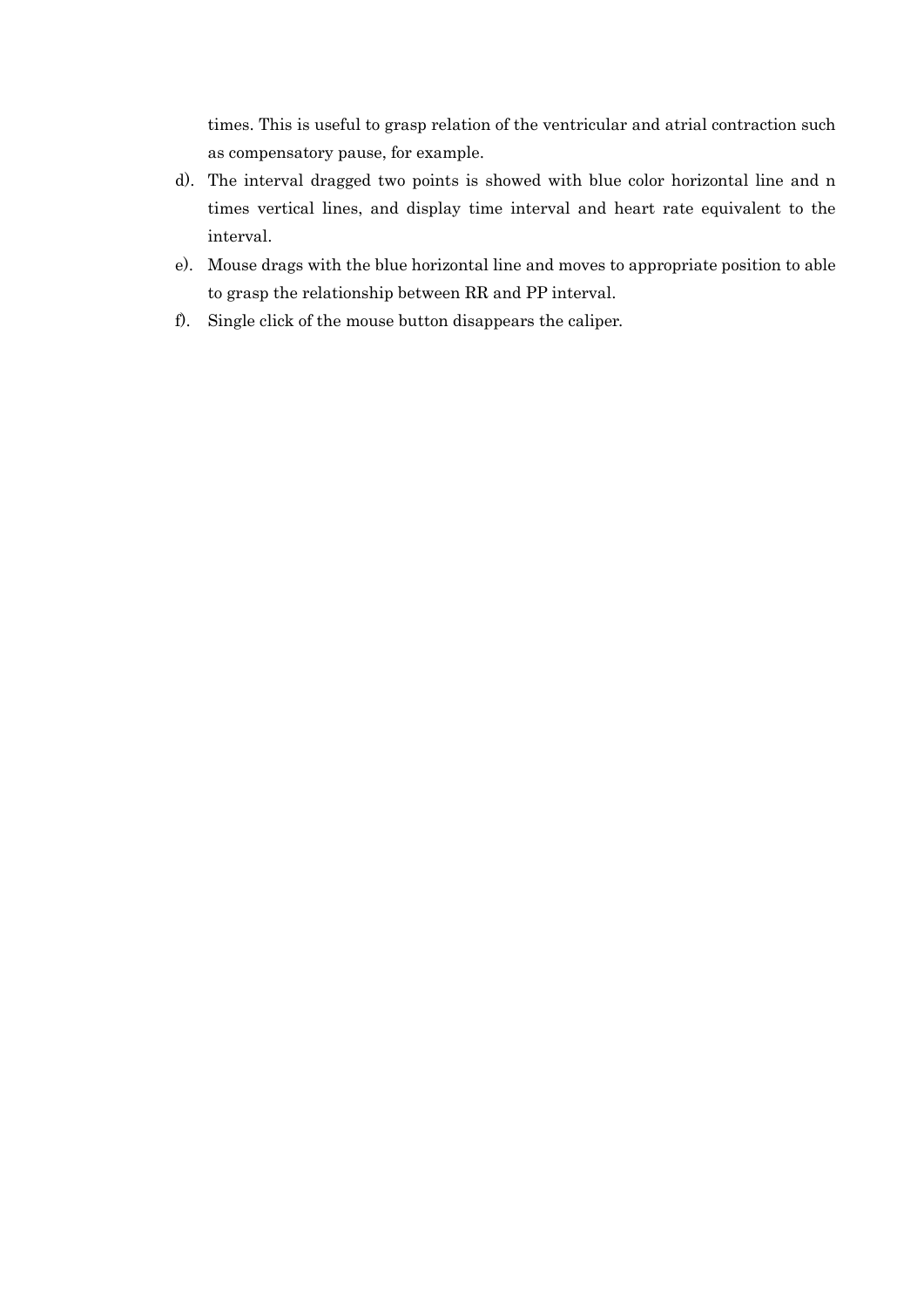times. This is useful to grasp relation of the ventricular and atrial contraction such as compensatory pause, for example.

d). The interval dragged two points is showed with blue color horizontal line and n times vertical lines, and display time interval and heart rate equivalent to the interval.

e). Mouse drags with the blue horizontal line and moves to appropriate position to able to grasp the relationship between RR and PP interval.

f). Single click of the mouse button disappears the caliper.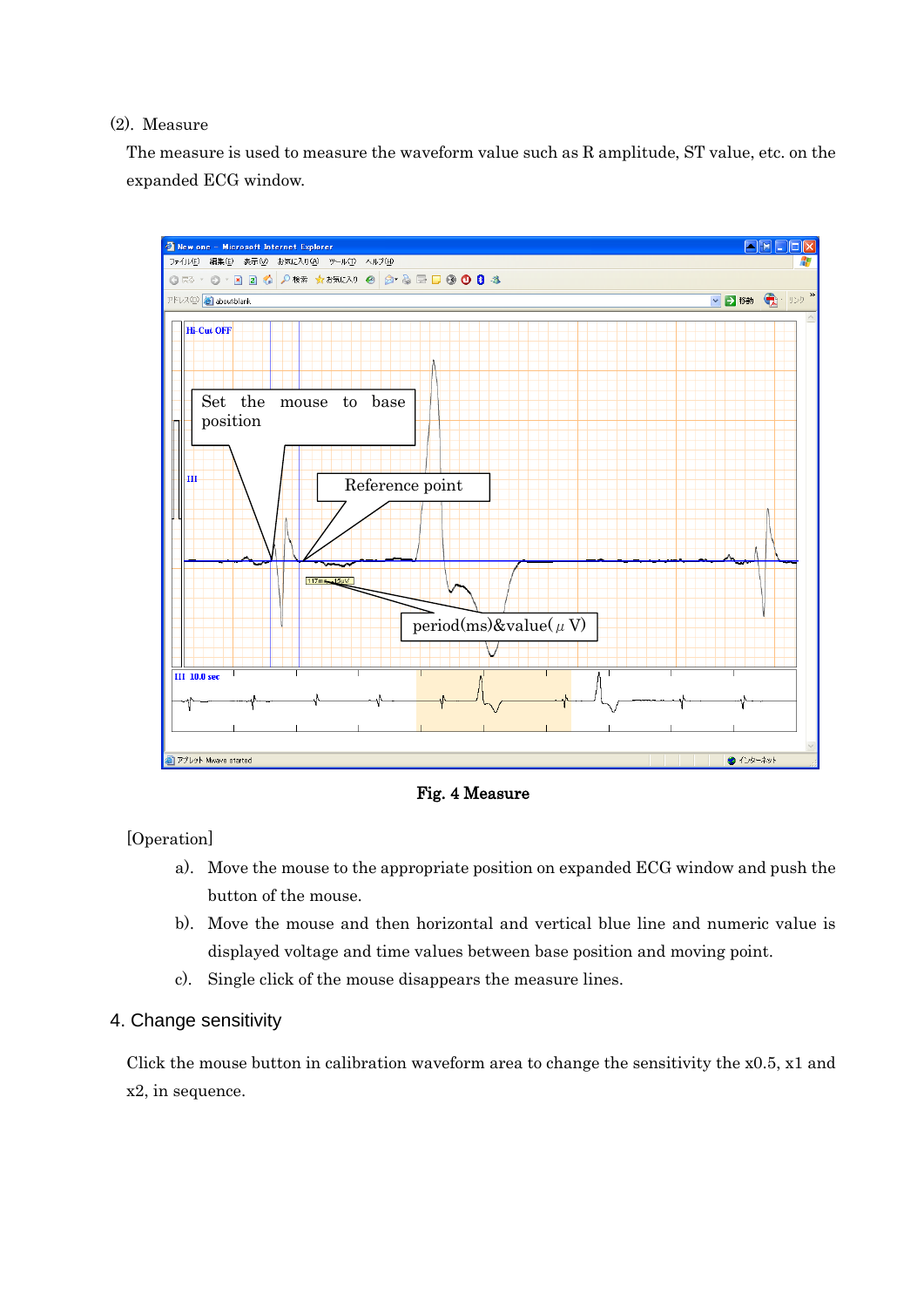(2). Measure

The measure is used to measure the waveform value such as R amplitude, ST value, etc. on the expanded ECG window.

Hi-Cut OFF

Set the mouse to base position

Reference point

III

period(ms)&value(μ V)

III 10.0 sec

Fig. 4 Measure

[Operation]

a). Move the mouse to the appropriate position on expanded ECG window and push the button of the mouse.

b). Move the mouse and then horizontal and vertical blue line and numeric value is displayed voltage and time values between base position and moving point.

c). Single click of the mouse disappears the measure lines.

## 4. Change sensitivity

Click the mouse button in calibration waveform area to change the sensitivity the x0.5, x1 and x2, in sequence.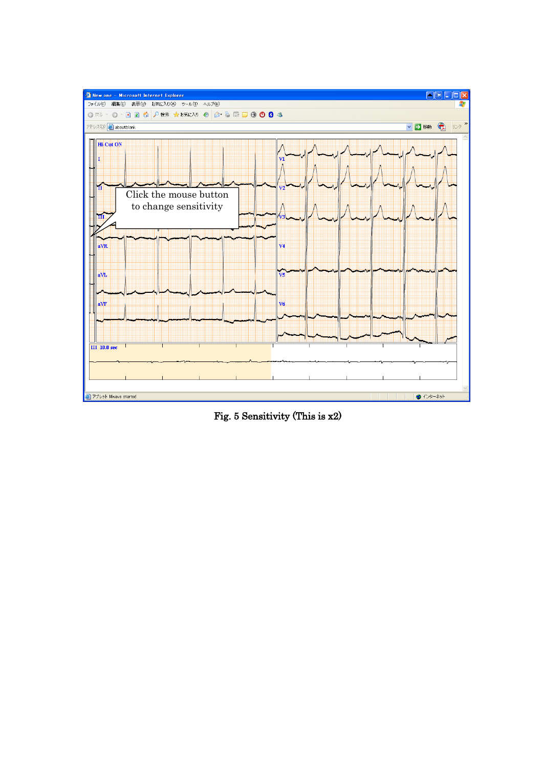Fig. 5 Sensitivity (This is x2)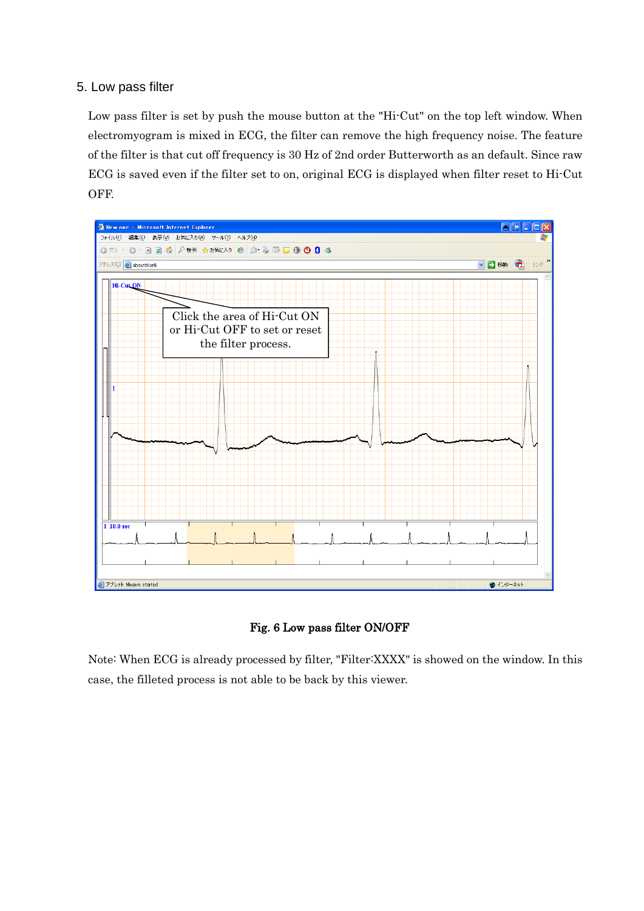## 5. Low pass filter

Low pass filter is set by push the mouse button at the "Hi-Cut" on the top left window. When electromyogram is mixed in ECG, the filter can remove the high frequency noise. The feature of the filter is that cut off frequency is 30 Hz of 2nd order Butterworth as an default. Since raw ECG is saved even if the filter set to on, original ECG is displayed when filter reset to Hi-Cut OFF.

Hi-Cut ON

Click the area of Hi-Cut ON or Hi-Cut OFF to set or reset the filter process.

I

I 10.0 sec

**Fig. 6 Low pass filter ON/OFF**

Note: When ECG is already processed by filter, "Filter:XXXX" is showed on the window. In this case, the filleted process is not able to be back by this viewer.